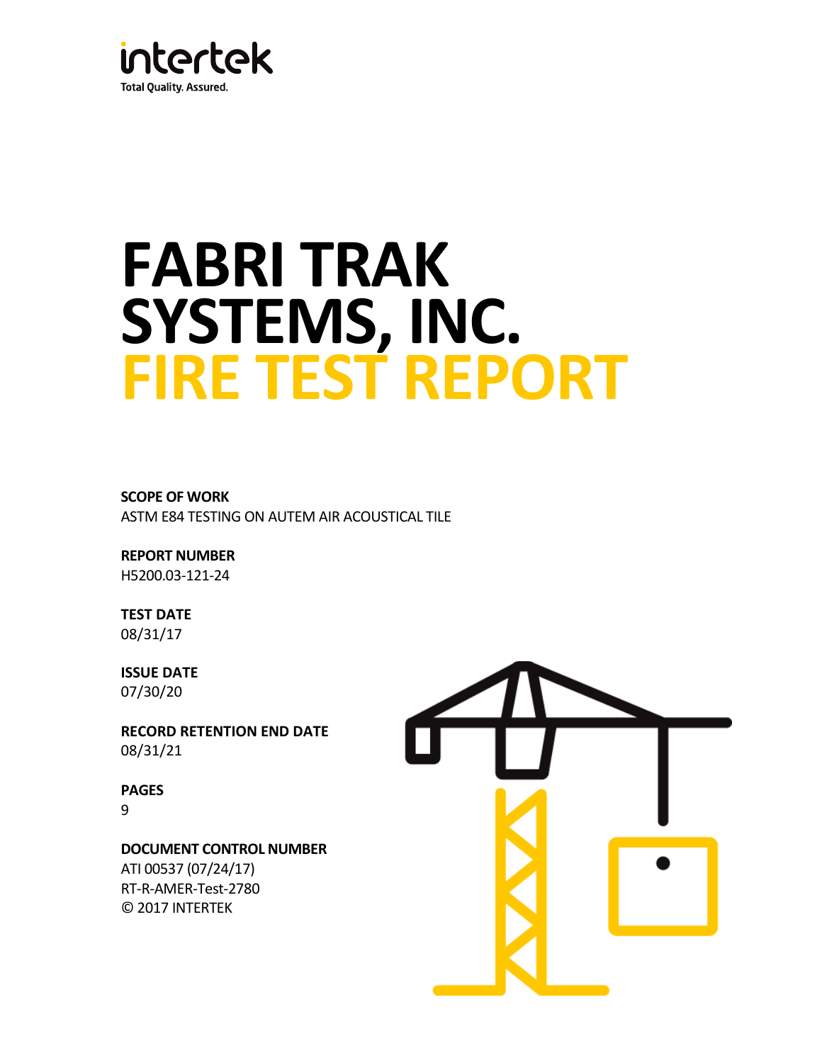intertek

Total Quality. Assured.

# FABRI TRAK SYSTEMS, INC.
# FIRE TEST REPORT

**SCOPE OF WORK**
ASTM E84 TESTING ON AUTEM AIR ACOUSTICAL TILE

**REPORT NUMBER**
H5200.03-121-24

**TEST DATE**
08/31/17

**ISSUE DATE**
07/30/20

**RECORD RETENTION END DATE**
08/31/21

**PAGES**
9

**DOCUMENT CONTROL NUMBER**
ATI 00537 (07/24/17)
RT-R-AMER-Test-2780
© 2017 INTERTEK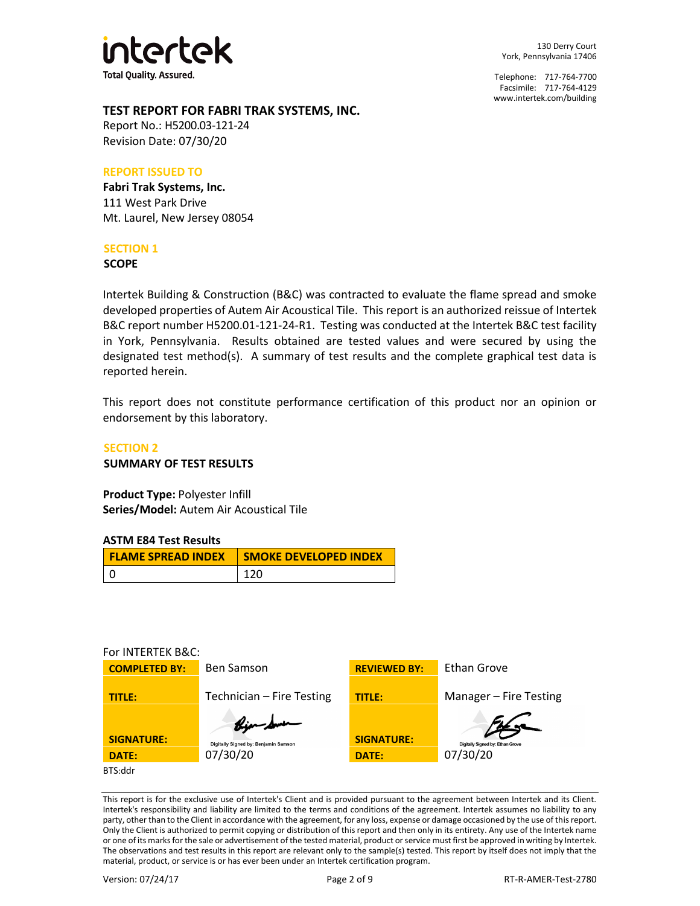intertek

Total Quality. Assured.

130 Derry Court
York, Pennsylvania 17406

Telephone: 717-764-7700
Facsimile: 717-764-4129
www.intertek.com/building

**TEST REPORT FOR FABRI TRAK SYSTEMS, INC.**
Report No.: H5200.03-121-24
Revision Date: 07/30/20

**REPORT ISSUED TO**

**Fabri Trak Systems, Inc.**
111 West Park Drive
Mt. Laurel, New Jersey 08054

## SECTION 1

**SCOPE**

Intertek Building & Construction (B&C) was contracted to evaluate the flame spread and smoke developed properties of Autem Air Acoustical Tile. This report is an authorized reissue of Intertek B&C report number H5200.01-121-24-R1. Testing was conducted at the Intertek B&C test facility in York, Pennsylvania. Results obtained are tested values and were secured by using the designated test method(s). A summary of test results and the complete graphical test data is reported herein.

This report does not constitute performance certification of this product nor an opinion or endorsement by this laboratory.

## SECTION 2

**SUMMARY OF TEST RESULTS**

**Product Type:** Polyester Infill
**Series/Model:** Autem Air Acoustical Tile

**ASTM E84 Test Results**

| FLAME SPREAD INDEX | SMOKE DEVELOPED INDEX |
|---|---|
| 0 | 120 |

For INTERTEK B&C:

| | | | |
|---|---|---|---|
| **COMPLETED BY:** | Ben Samson | **REVIEWED BY:** | Ethan Grove |
| **TITLE:** | Technician – Fire Testing | **TITLE:** | Manager – Fire Testing |
| **SIGNATURE:** | Digitally Signed by: Benjamin Samson | **SIGNATURE:** | Digitally Signed by: Ethan Grove |
| **DATE:** | 07/30/20 | **DATE:** | 07/30/20 |

BTS:ddr

This report is for the exclusive use of Intertek's Client and is provided pursuant to the agreement between Intertek and its Client. Intertek's responsibility and liability are limited to the terms and conditions of the agreement. Intertek assumes no liability to any party, other than to the Client in accordance with the agreement, for any loss, expense or damage occasioned by the use of this report. Only the Client is authorized to permit copying or distribution of this report and then only in its entirety. Any use of the Intertek name or one of its marks for the sale or advertisement of the tested material, product or service must first be approved in writing by Intertek. The observations and test results in this report are relevant only to the sample(s) tested. This report by itself does not imply that the material, product, or service is or has ever been under an Intertek certification program.

Version: 07/24/17 RT-R-AMER-Test-2780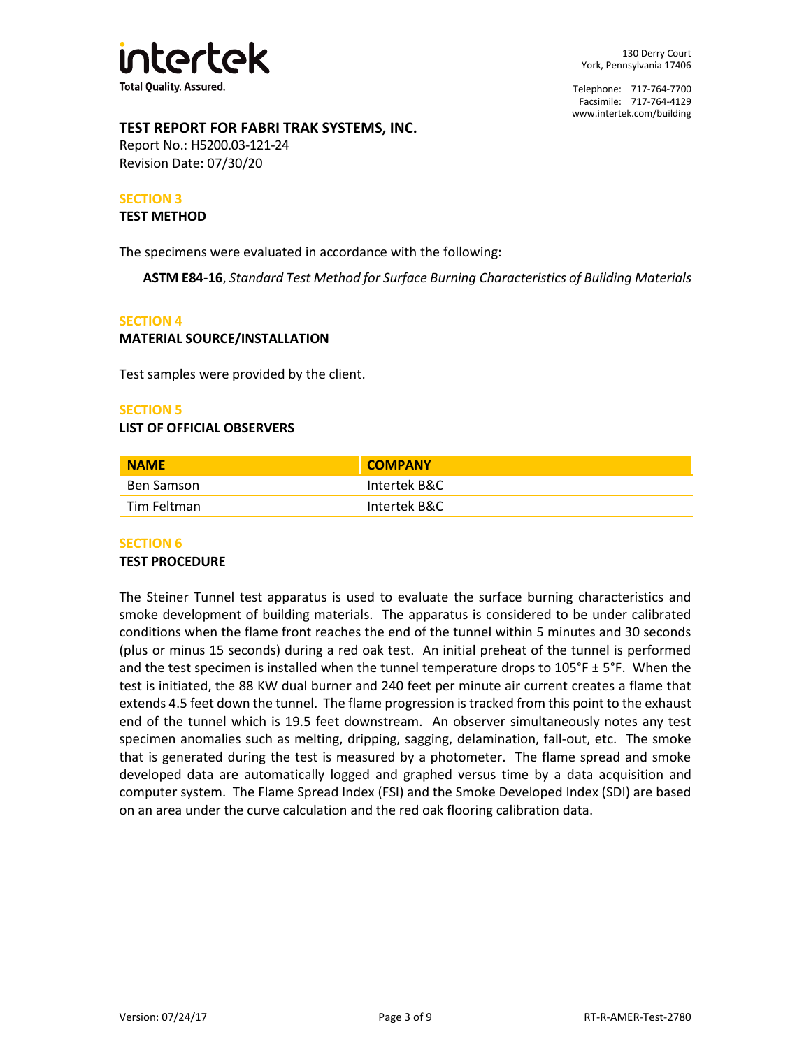**TEST REPORT FOR FABRI TRAK SYSTEMS, INC.**
Report No.: H5200.03-121-24
Revision Date: 07/30/20

## SECTION 3
**TEST METHOD**

The specimens were evaluated in accordance with the following:

**ASTM E84-16**, *Standard Test Method for Surface Burning Characteristics of Building Materials*

## SECTION 4
**MATERIAL SOURCE/INSTALLATION**

Test samples were provided by the client.

## SECTION 5
**LIST OF OFFICIAL OBSERVERS**

| NAME | COMPANY |
|---|---|
| Ben Samson | Intertek B&C |
| Tim Feltman | Intertek B&C |

## SECTION 6
**TEST PROCEDURE**

The Steiner Tunnel test apparatus is used to evaluate the surface burning characteristics and smoke development of building materials. The apparatus is considered to be under calibrated conditions when the flame front reaches the end of the tunnel within 5 minutes and 30 seconds (plus or minus 15 seconds) during a red oak test. An initial preheat of the tunnel is performed and the test specimen is installed when the tunnel temperature drops to 105°F ± 5°F. When the test is initiated, the 88 KW dual burner and 240 feet per minute air current creates a flame that extends 4.5 feet down the tunnel. The flame progression is tracked from this point to the exhaust end of the tunnel which is 19.5 feet downstream. An observer simultaneously notes any test specimen anomalies such as melting, dripping, sagging, delamination, fall-out, etc. The smoke that is generated during the test is measured by a photometer. The flame spread and smoke developed data are automatically logged and graphed versus time by a data acquisition and computer system. The Flame Spread Index (FSI) and the Smoke Developed Index (SDI) are based on an area under the curve calculation and the red oak flooring calibration data.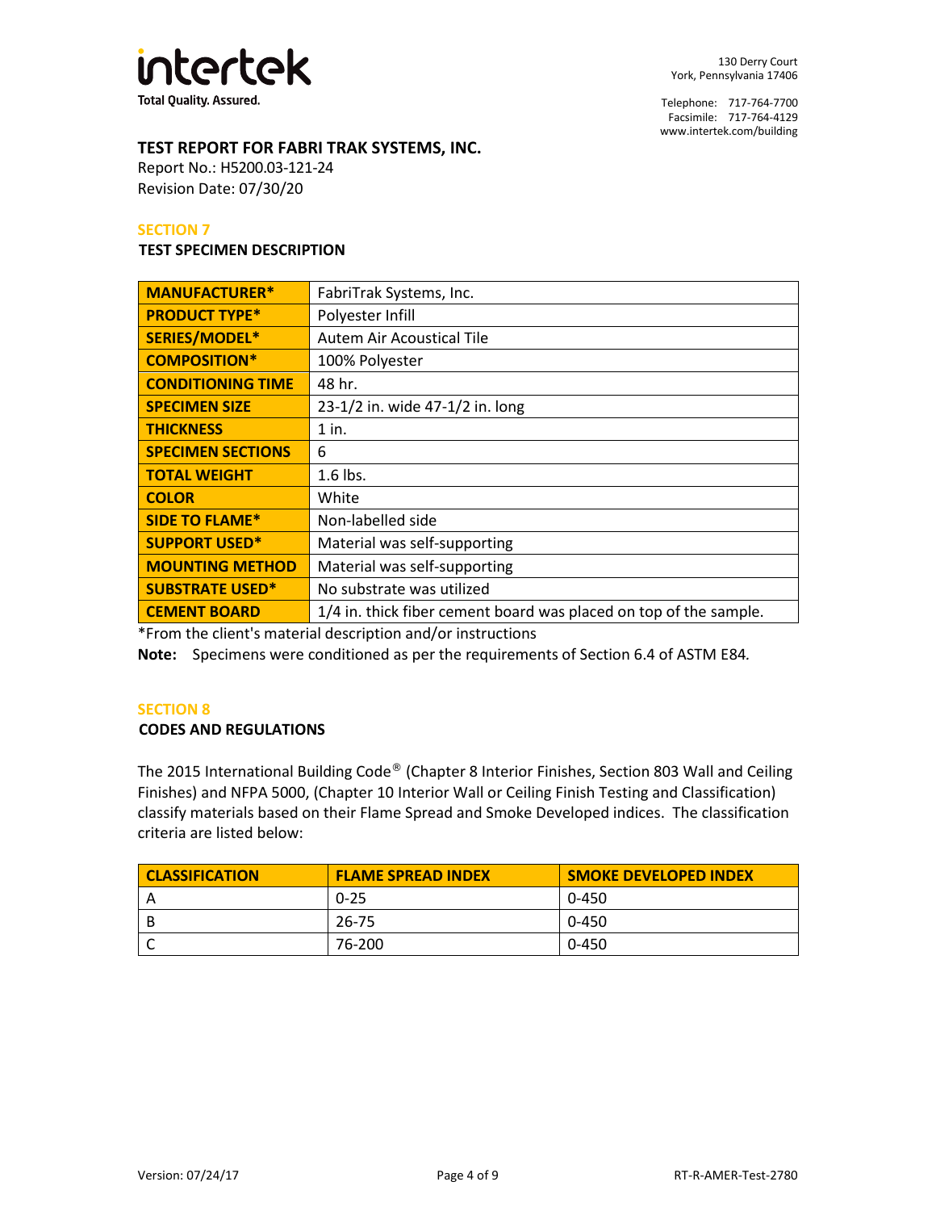**TEST REPORT FOR FABRI TRAK SYSTEMS, INC.**
Report No.: H5200.03-121-24
Revision Date: 07/30/20

## SECTION 7

### TEST SPECIMEN DESCRIPTION

| | |
|---|---|
| **MANUFACTURER*** | FabriTrak Systems, Inc. |
| **PRODUCT TYPE*** | Polyester Infill |
| **SERIES/MODEL*** | Autem Air Acoustical Tile |
| **COMPOSITION*** | 100% Polyester |
| **CONDITIONING TIME** | 48 hr. |
| **SPECIMEN SIZE** | 23-1/2 in. wide 47-1/2 in. long |
| **THICKNESS** | 1 in. |
| **SPECIMEN SECTIONS** | 6 |
| **TOTAL WEIGHT** | 1.6 lbs. |
| **COLOR** | White |
| **SIDE TO FLAME*** | Non-labelled side |
| **SUPPORT USED*** | Material was self-supporting |
| **MOUNTING METHOD** | Material was self-supporting |
| **SUBSTRATE USED*** | No substrate was utilized |
| **CEMENT BOARD** | 1/4 in. thick fiber cement board was placed on top of the sample. |

*From the client's material description and/or instructions

**Note:** Specimens were conditioned as per the requirements of Section 6.4 of ASTM E84.

## SECTION 8

### CODES AND REGULATIONS

The 2015 International Building Code® (Chapter 8 Interior Finishes, Section 803 Wall and Ceiling Finishes) and NFPA 5000, (Chapter 10 Interior Wall or Ceiling Finish Testing and Classification) classify materials based on their Flame Spread and Smoke Developed indices. The classification criteria are listed below:

| CLASSIFICATION | FLAME SPREAD INDEX | SMOKE DEVELOPED INDEX |
|---|---|---|
| A | 0-25 | 0-450 |
| B | 26-75 | 0-450 |
| C | 76-200 | 0-450 |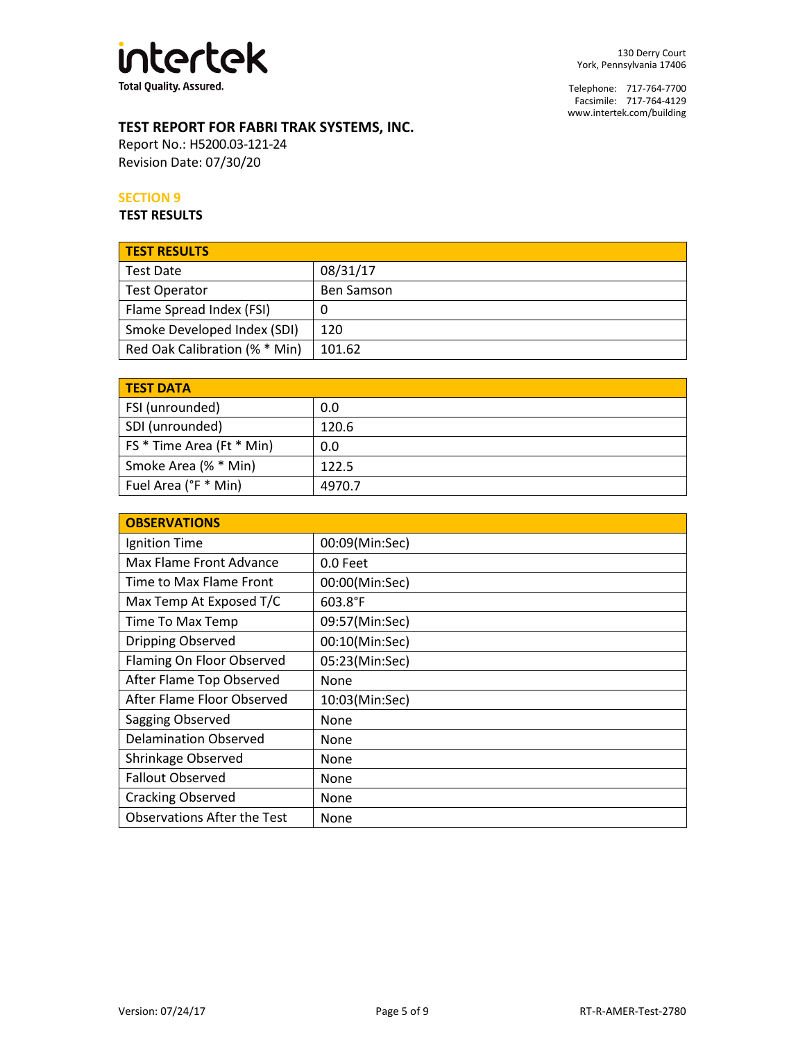# TEST REPORT FOR FABRI TRAK SYSTEMS, INC.

Report No.: H5200.03-121-24
Revision Date: 07/30/20

## SECTION 9

### TEST RESULTS

| TEST RESULTS | |
|---|---|
| Test Date | 08/31/17 |
| Test Operator | Ben Samson |
| Flame Spread Index (FSI) | 0 |
| Smoke Developed Index (SDI) | 120 |
| Red Oak Calibration (% * Min) | 101.62 |

| TEST DATA | |
|---|---|
| FSI (unrounded) | 0.0 |
| SDI (unrounded) | 120.6 |
| FS * Time Area (Ft * Min) | 0.0 |
| Smoke Area (% * Min) | 122.5 |
| Fuel Area (°F * Min) | 4970.7 |

| OBSERVATIONS | |
|---|---|
| Ignition Time | 00:09(Min:Sec) |
| Max Flame Front Advance | 0.0 Feet |
| Time to Max Flame Front | 00:00(Min:Sec) |
| Max Temp At Exposed T/C | 603.8°F |
| Time To Max Temp | 09:57(Min:Sec) |
| Dripping Observed | 00:10(Min:Sec) |
| Flaming On Floor Observed | 05:23(Min:Sec) |
| After Flame Top Observed | None |
| After Flame Floor Observed | 10:03(Min:Sec) |
| Sagging Observed | None |
| Delamination Observed | None |
| Shrinkage Observed | None |
| Fallout Observed | None |
| Cracking Observed | None |
| Observations After the Test | None |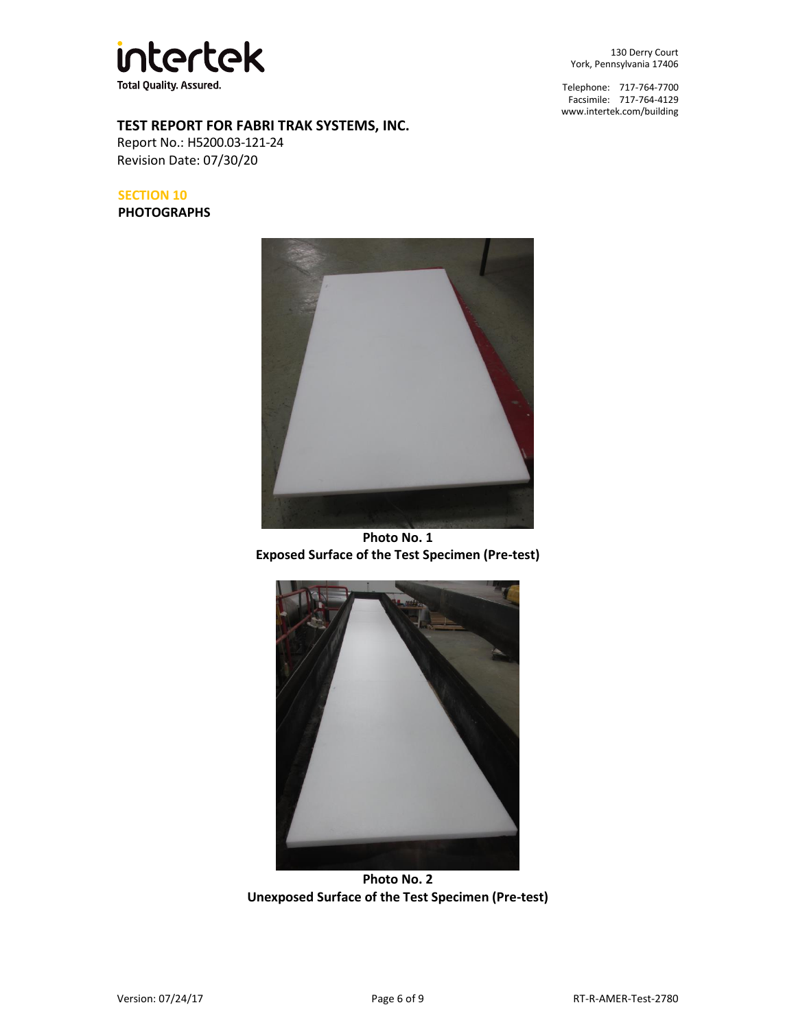## TEST REPORT FOR FABRI TRAK SYSTEMS, INC.

Report No.: H5200.03-121-24
Revision Date: 07/30/20

## SECTION 10
### PHOTOGRAPHS

**Photo No. 1**
**Exposed Surface of the Test Specimen (Pre-test)**

**Photo No. 2**
**Unexposed Surface of the Test Specimen (Pre-test)**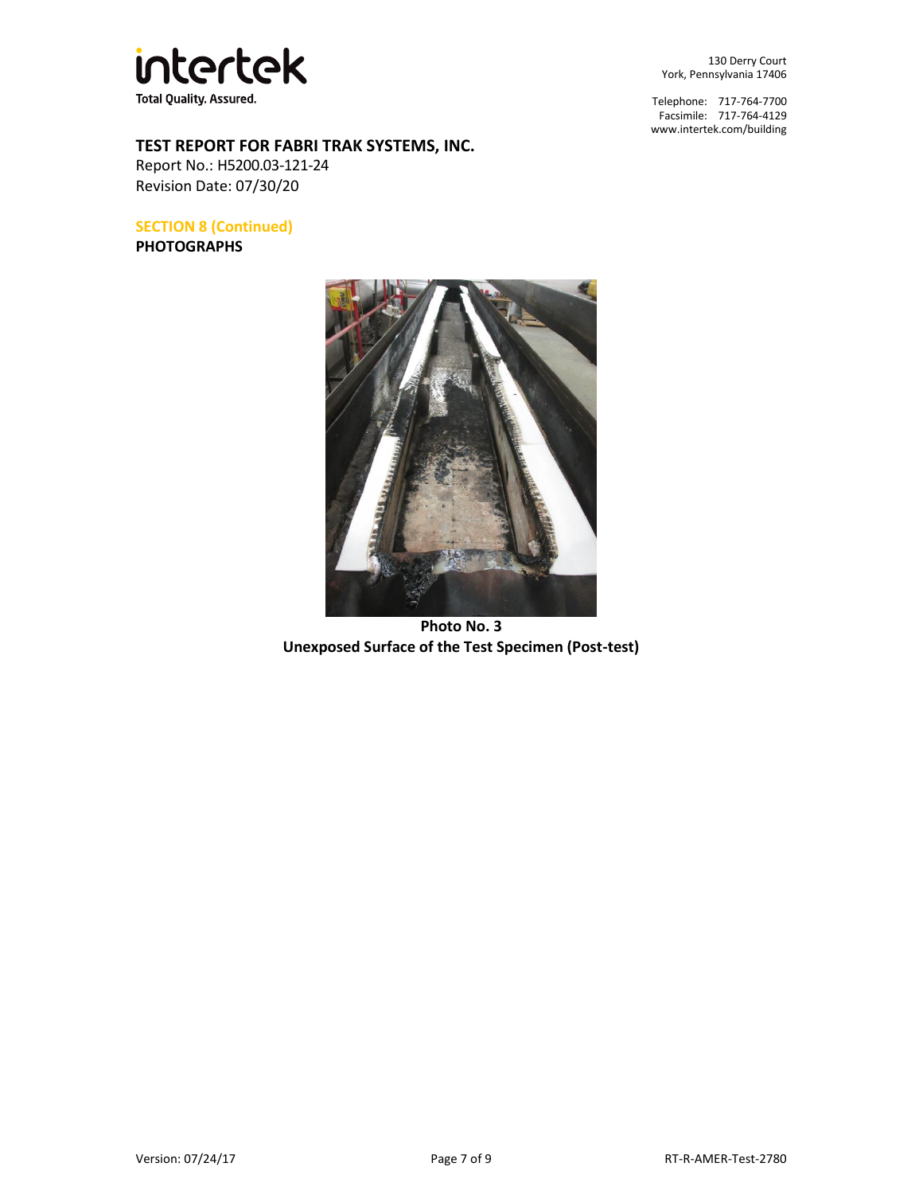## TEST REPORT FOR FABRI TRAK SYSTEMS, INC.

Report No.: H5200.03-121-24
Revision Date: 07/30/20

**SECTION 8 (Continued)**
**PHOTOGRAPHS**

**Photo No. 3**
**Unexposed Surface of the Test Specimen (Post-test)**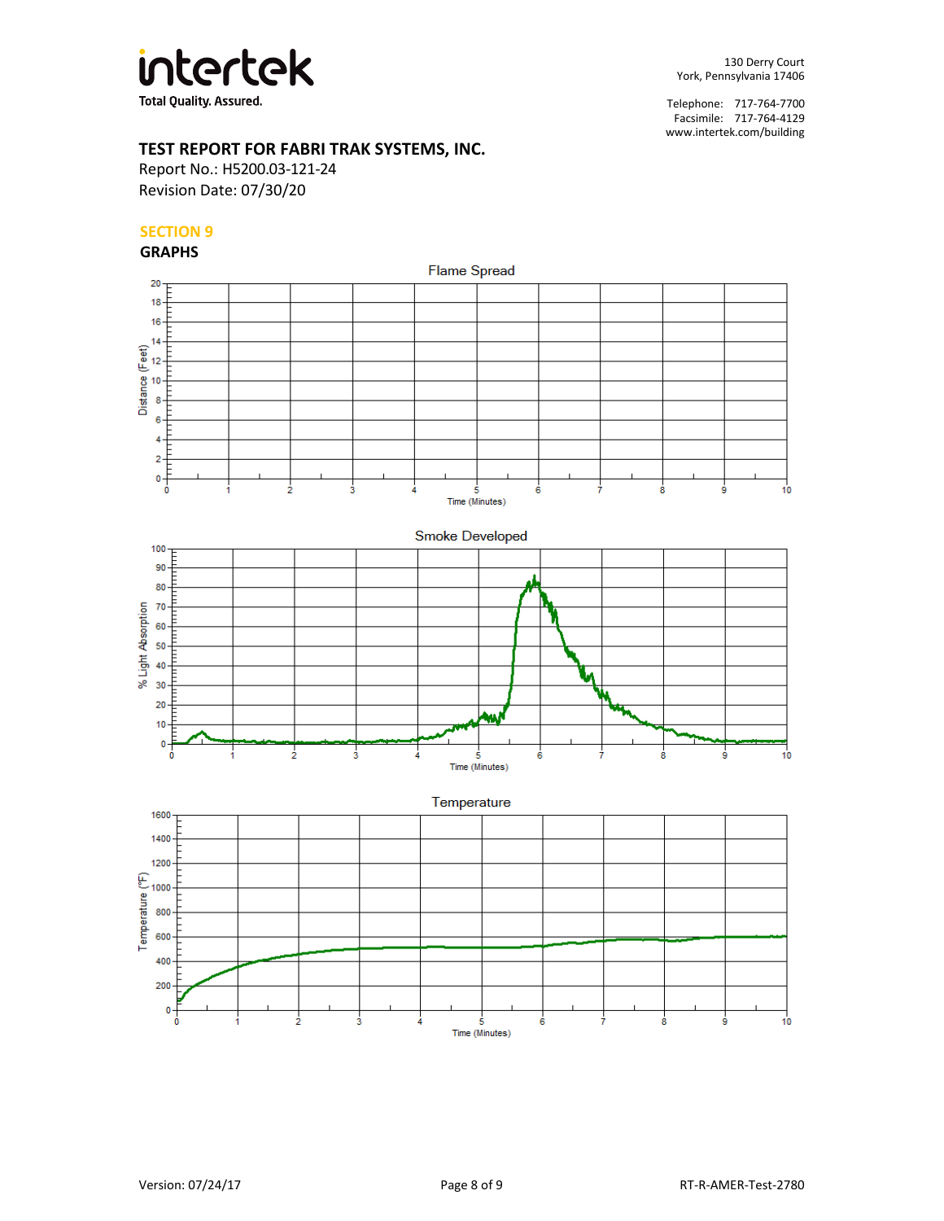# SECTION 9

## GRAPHS

Flame Spread

Smoke Developed

Temperature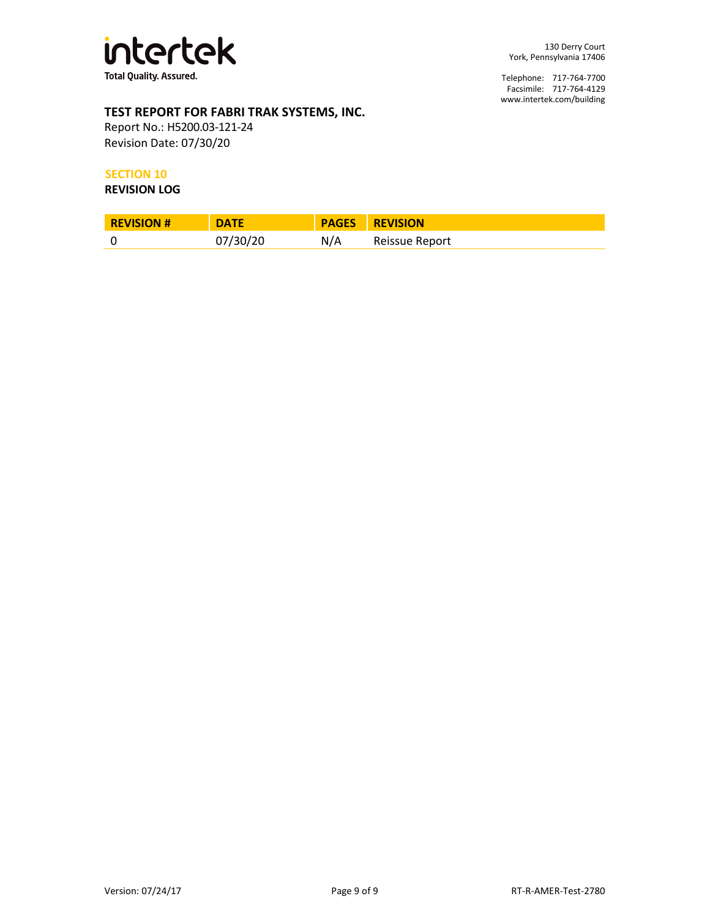**TEST REPORT FOR FABRI TRAK SYSTEMS, INC.**

Report No.: H5200.03-121-24

Revision Date: 07/30/20

## SECTION 10

**REVISION LOG**

| REVISION # | DATE | PAGES | REVISION |
|---|---|---|---|
| 0 | 07/30/20 | N/A | Reissue Report |